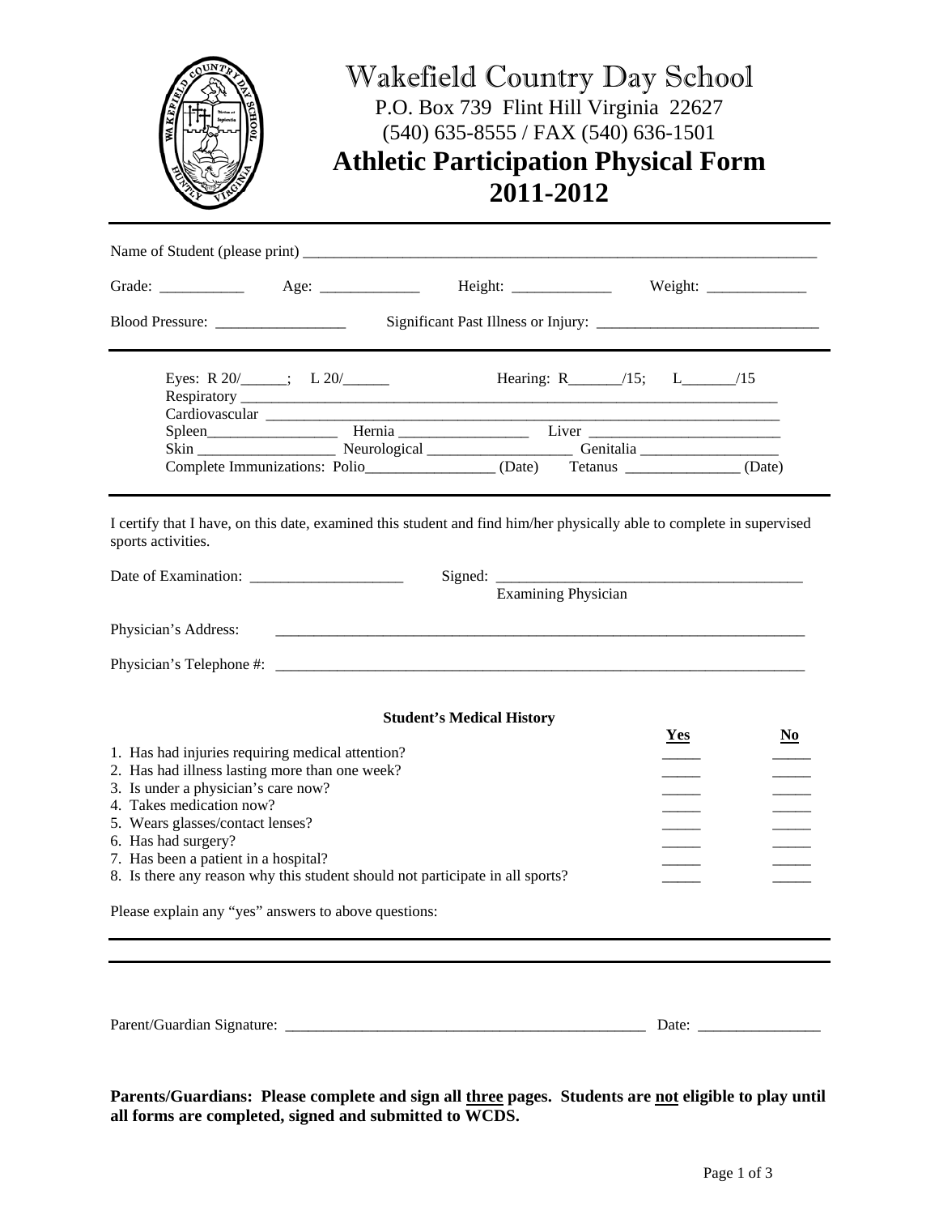# Wakefield Country Day School

P.O. Box 739 Flint Hill Virginia 22627
(540) 635-8555 / FAX (540) 636-1501

## Athletic Participation Physical Form
## 2011-2012

---

Name of Student (please print) ______________________________________________________________

Grade: ___________ Age: _____________ Height: _____________ Weight: _____________

Blood Pressure: _________________ Significant Past Illness or Injury: _____________________________

---

Eyes: R 20/______; L 20/______ Hearing: R_______/15; L_______/15

Respiratory ______________________________________________________________________

Cardiovascular ____________________________________________________________________

Spleen_________________ Hernia _________________ Liver _________________________

Skin __________________ Neurological ___________________ Genitalia __________________

Complete Immunizations: Polio_________________ (Date) Tetanus _______________ (Date)

---

I certify that I have, on this date, examined this student and find him/her physically able to complete in supervised sports activities.

Date of Examination: ____________________ Signed: ________________________________________
Examining Physician

Physician's Address: ______________________________________________________________________

Physician's Telephone #: ___________________________________________________________________

**Student's Medical History**

| | Yes | No |
|---|---|---|
| 1. Has had injuries requiring medical attention? | _____ | _____ |
| 2. Has had illness lasting more than one week? | _____ | _____ |
| 3. Is under a physician's care now? | _____ | _____ |
| 4. Takes medication now? | _____ | _____ |
| 5. Wears glasses/contact lenses? | _____ | _____ |
| 6. Has had surgery? | _____ | _____ |
| 7. Has been a patient in a hospital? | _____ | _____ |
| 8. Is there any reason why this student should not participate in all sports? | _____ | _____ |

Please explain any "yes" answers to above questions:

---

---

Parent/Guardian Signature: _______________________________________________ Date: ________________

**Parents/Guardians: Please complete and sign all three pages. Students are not eligible to play until all forms are completed, signed and submitted to WCDS.**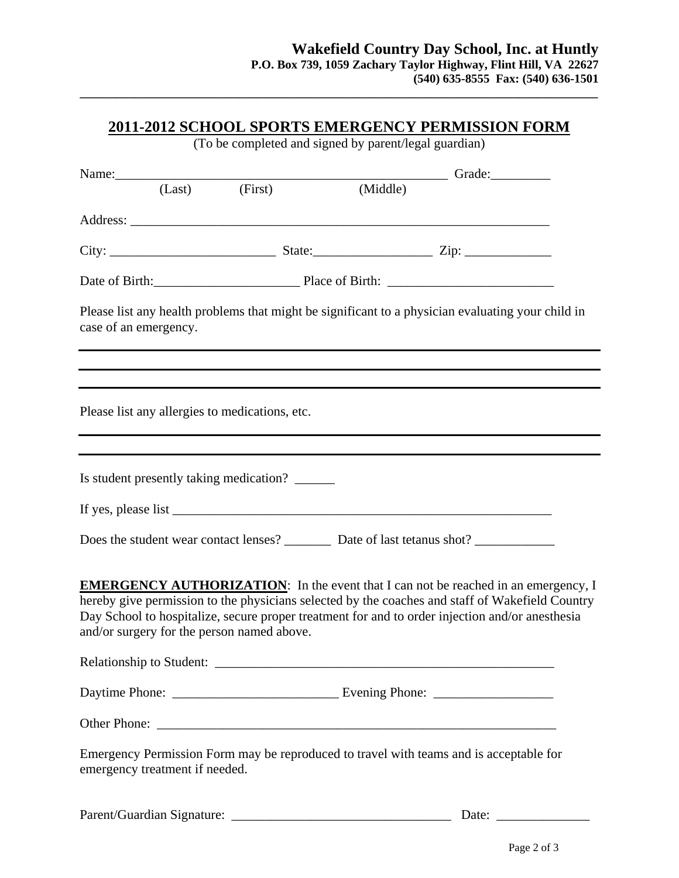**Wakefield Country Day School, Inc. at Huntly**
**P.O. Box 739, 1059 Zachary Taylor Highway, Flint Hill, VA 22627**
**(540) 635-8555 Fax: (540) 636-1501**

---

## 2011-2012 SCHOOL SPORTS EMERGENCY PERMISSION FORM

(To be completed and signed by parent/legal guardian)

Name:_____________________________________________________ Grade:_________
(Last) (First) (Middle)

Address: _________________________________________________________________

City: _________________________ State:_________________ Zip: _____________

Date of Birth:_____________________ Place of Birth: ________________________

Please list any health problems that might be significant to a physician evaluating your child in case of an emergency.

___

___

___

Please list any allergies to medications, etc.

___

___

Is student presently taking medication? ______

If yes, please list ______________________________________________________

Does the student wear contact lenses? _______ Date of last tetanus shot? ____________

**EMERGENCY AUTHORIZATION**: In the event that I can not be reached in an emergency, I hereby give permission to the physicians selected by the coaches and staff of Wakefield Country Day School to hospitalize, secure proper treatment for and to order injection and/or anesthesia and/or surgery for the person named above.

Relationship to Student: ____________________________________________________

Daytime Phone: _________________________ Evening Phone: __________________

Other Phone: _____________________________________________________________

Emergency Permission Form may be reproduced to travel with teams and is acceptable for emergency treatment if needed.

Parent/Guardian Signature: _________________________________ Date: ______________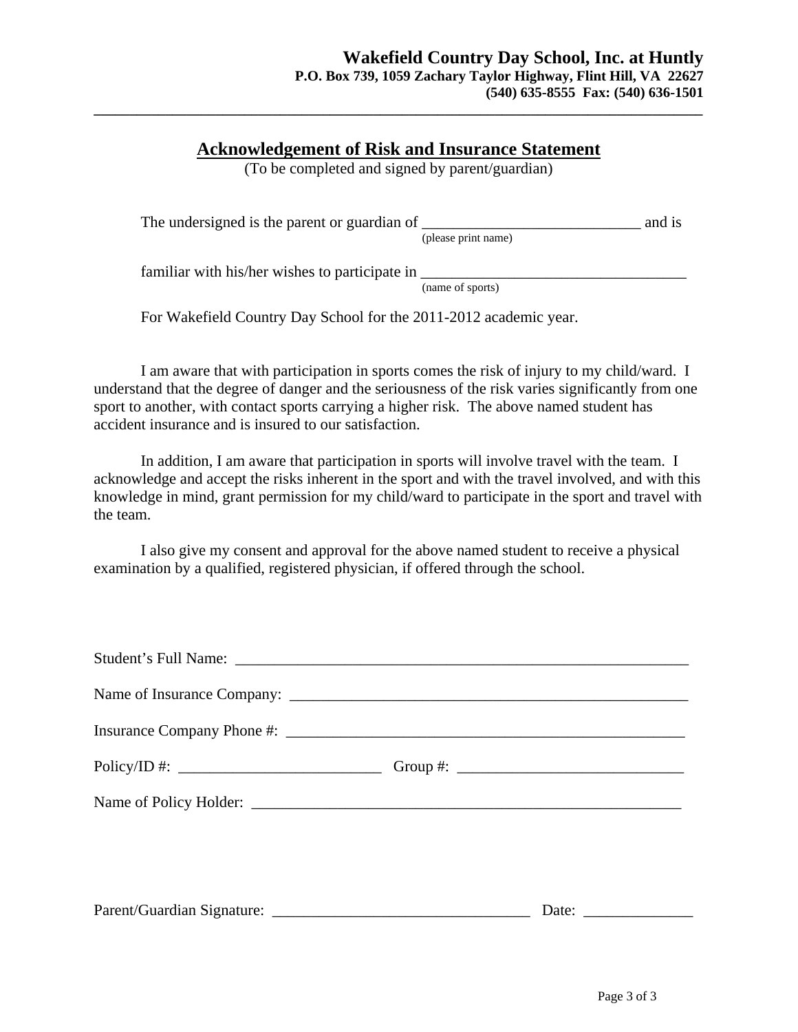**Wakefield Country Day School, Inc. at Huntly**
**P.O. Box 739, 1059 Zachary Taylor Highway, Flint Hill, VA 22627**
**(540) 635-8555 Fax: (540) 636-1501**

---

## Acknowledgement of Risk and Insurance Statement

(To be completed and signed by parent/guardian)

The undersigned is the parent or guardian of ____________________________ and is
(please print name)

familiar with his/her wishes to participate in __________________________________
(name of sports)

For Wakefield Country Day School for the 2011-2012 academic year.

I am aware that with participation in sports comes the risk of injury to my child/ward. I understand that the degree of danger and the seriousness of the risk varies significantly from one sport to another, with contact sports carrying a higher risk. The above named student has accident insurance and is insured to our satisfaction.

In addition, I am aware that participation in sports will involve travel with the team. I acknowledge and accept the risks inherent in the sport and with the travel involved, and with this knowledge in mind, grant permission for my child/ward to participate in the sport and travel with the team.

I also give my consent and approval for the above named student to receive a physical examination by a qualified, registered physician, if offered through the school.

Student's Full Name: ____________________________________________________________

Name of Insurance Company: _____________________________________________________

Insurance Company Phone #: _____________________________________________________

Policy/ID #: __________________________ Group #: _____________________________

Name of Policy Holder: _________________________________________________________

Parent/Guardian Signature: _________________________________ Date: ______________